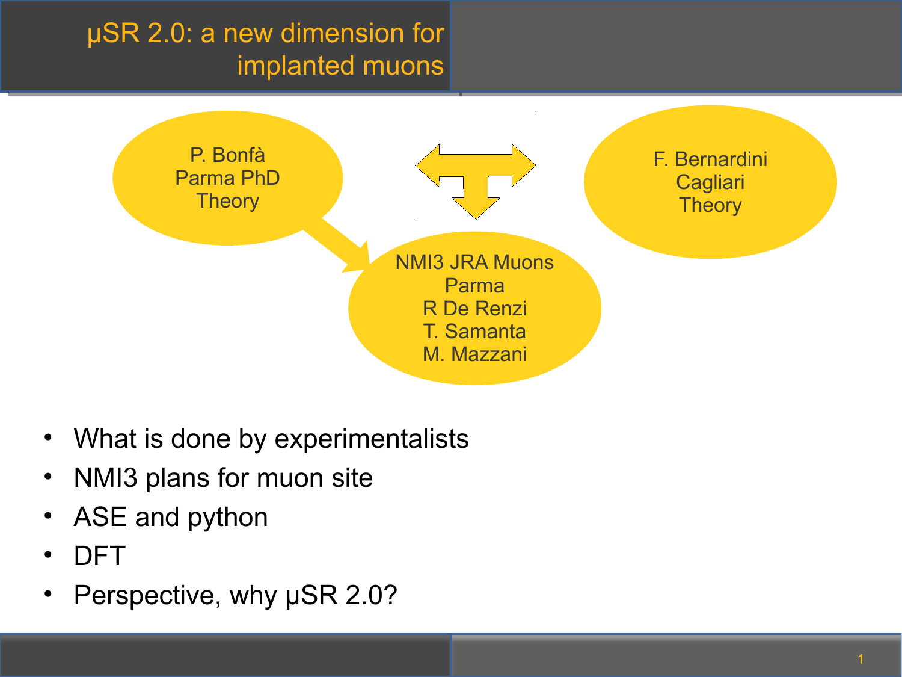# μSR 2.0: a new dimension for implanted muons

P. Bonfà
Parma PhD
Theory

F. Bernardini
Cagliari
Theory

NMI3 JRA Muons
Parma
R De Renzi
T. Samanta
M. Mazzani

- What is done by experimentalists
- NMI3 plans for muon site
- ASE and python
- DFT
- Perspective, why μSR 2.0?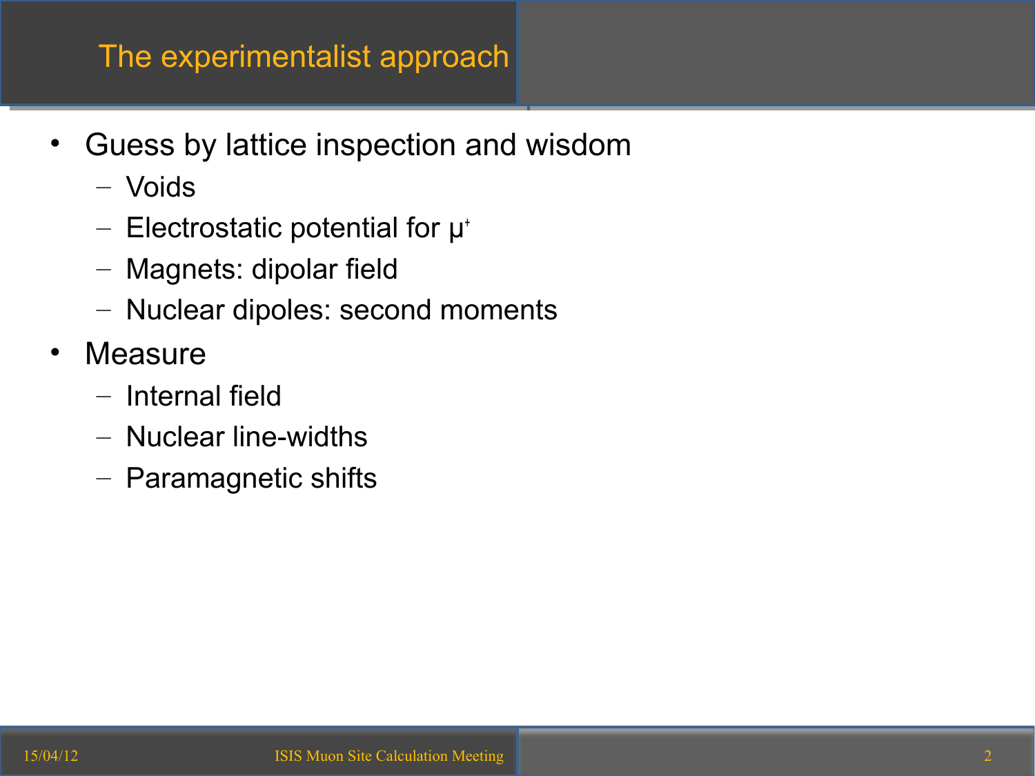# The experimentalist approach

- Guess by lattice inspection and wisdom
  - Voids
  - Electrostatic potential for $\mu^+$
  - Magnets: dipolar field
  - Nuclear dipoles: second moments
- Measure
  - Internal field
  - Nuclear line-widths
  - Paramagnetic shifts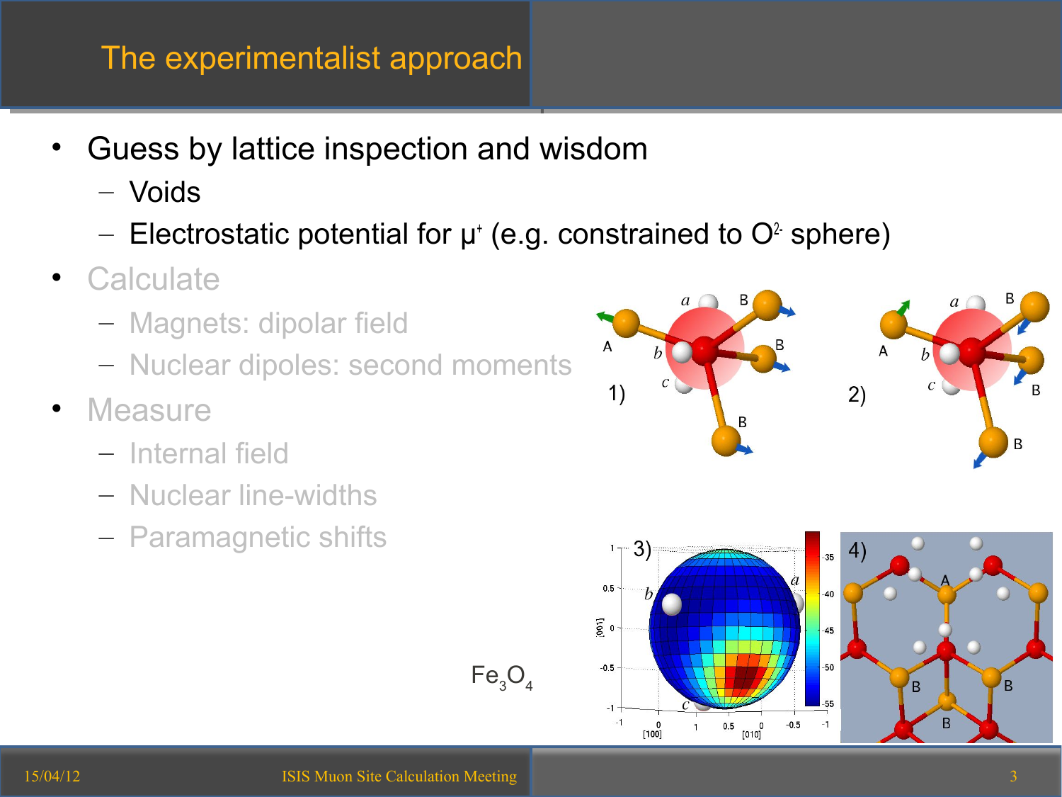# The experimentalist approach

- Guess by lattice inspection and wisdom
  - Voids
  - Electrostatic potential for $\mu^+$ (e.g. constrained to $O^{2-}$ sphere)
- Calculate
  - Magnets: dipolar field
  - Nuclear dipoles: second moments
- Measure
  - Internal field
  - Nuclear line-widths
  - Paramagnetic shifts

$Fe_3O_4$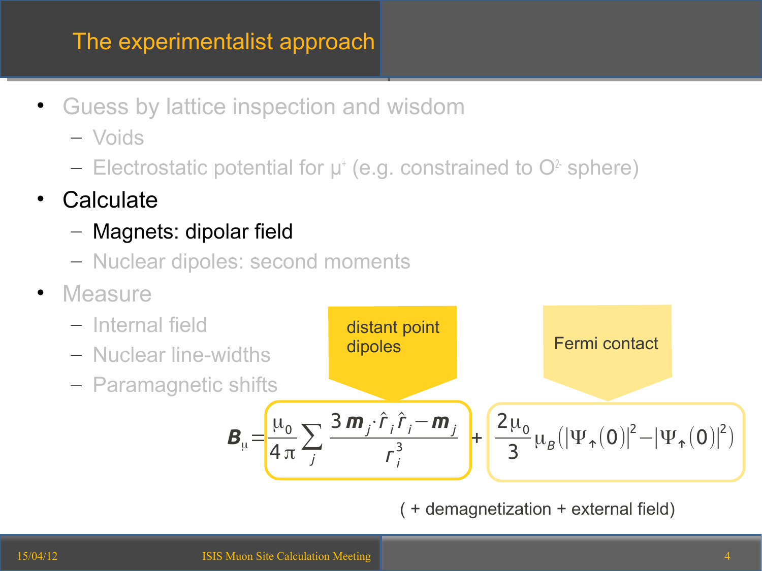# The experimentalist approach

- Guess by lattice inspection and wisdom
  - Voids
  - Electrostatic potential for $\mu^+$ (e.g. constrained to $O^{2-}$ sphere)
- Calculate
  - Magnets: dipolar field
  - Nuclear dipoles: second moments
- Measure
  - Internal field
  - Nuclear line-widths
  - Paramagnetic shifts

distant point dipoles

Fermi contact

$$\boldsymbol{B}_\mu = \frac{\mu_0}{4\pi}\sum_j \frac{3\,\boldsymbol{m}_j\cdot\hat{r}_i\,\hat{r}_i - \boldsymbol{m}_j}{r_i^3} + \frac{2\mu_0}{3}\mu_B\left(|\Psi_\uparrow(0)|^2 - |\Psi_\uparrow(0)|^2\right)$$

( + demagnetization + external field)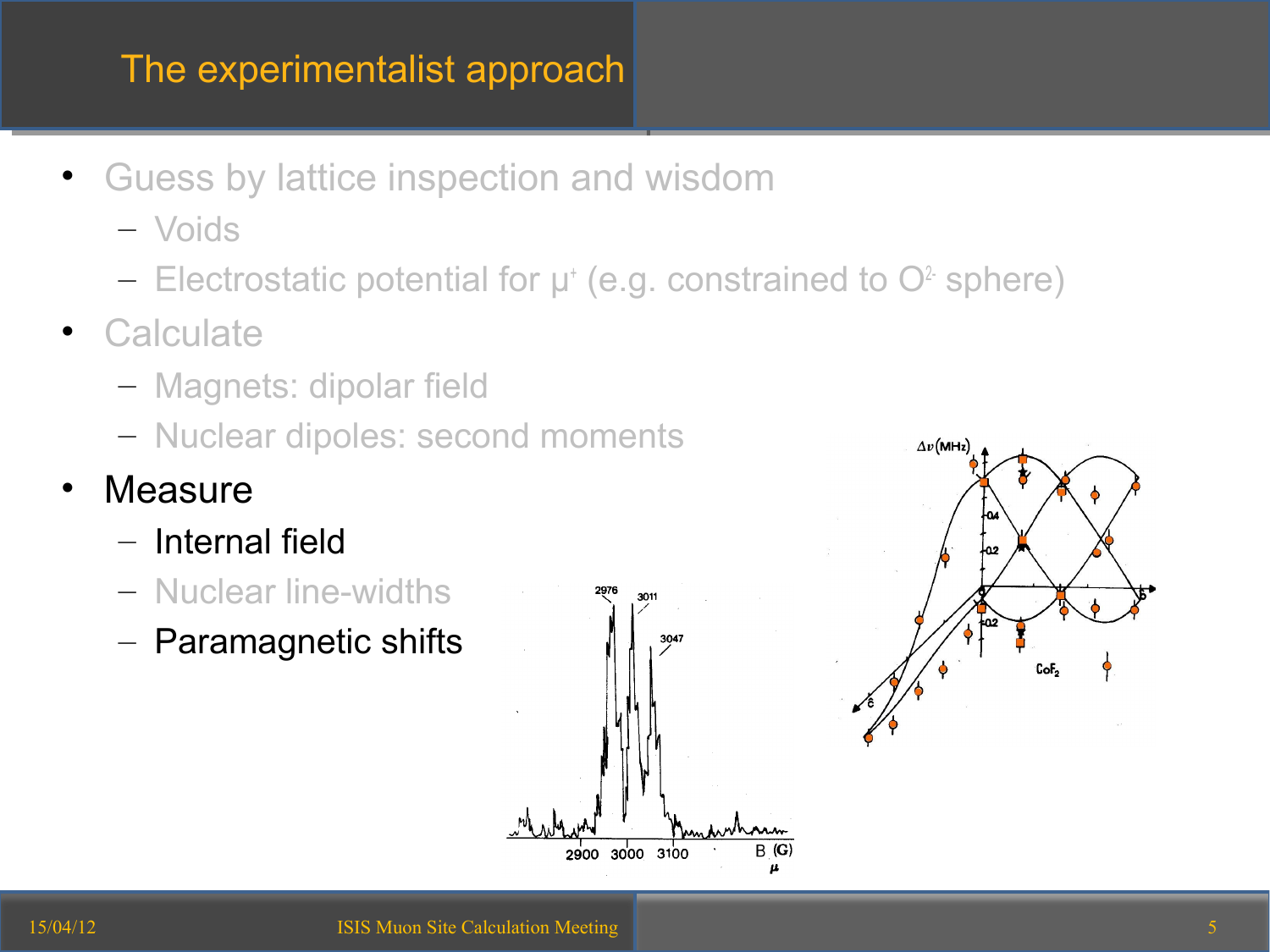# The experimentalist approach

- Guess by lattice inspection and wisdom
  - Voids
  - Electrostatic potential for $\mu^+$ (e.g. constrained to $O^{2-}$ sphere)
- Calculate
  - Magnets: dipolar field
  - Nuclear dipoles: second moments
- Measure
  - Internal field
  - Nuclear line-widths
  - Paramagnetic shifts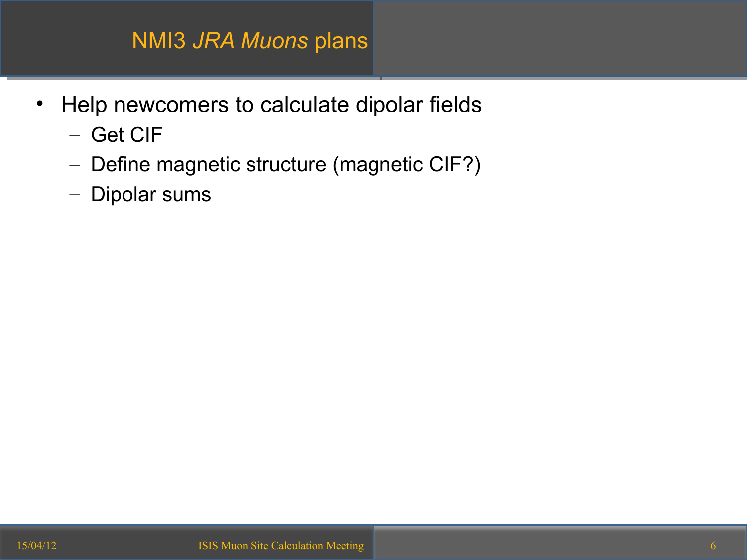# NMI3 *JRA Muons* plans

- Help newcomers to calculate dipolar fields
  - Get CIF
  - Define magnetic structure (magnetic CIF?)
  - Dipolar sums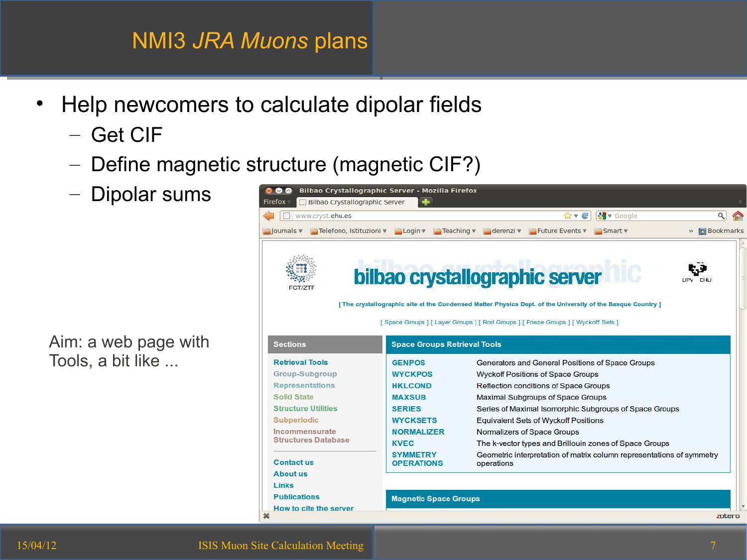# NMI3 *JRA Muons* plans

- Help newcomers to calculate dipolar fields
  - Get CIF
  - Define magnetic structure (magnetic CIF?)
  - Dipolar sums

Aim: a web page with Tools, a bit like ...

**bilbao crystallographic server**

[ The crystallographic site at the Condensed Matter Physics Dept. of the University of the Basque Country ]

[ Space Groups ] [ Layer Groups ] [ Rod Groups ] [ Frieze Groups ] [ Wyckoff Sets ]

**Sections**

- Retrieval Tools
- Group-Subgroup
- Representations
- Solid State
- Structure Utilities
- Subperiodic
- Incommensurate Structures Database
- Contact us
- About us
- Links
- Publications
- How to cite the server

**Space Groups Retrieval Tools**

| | |
|---|---|
| GENPOS | Generators and General Positions of Space Groups |
| WYCKPOS | Wyckoff Positions of Space Groups |
| HKLCOND | Reflection conditions of Space Groups |
| MAXSUB | Maximal Subgroups of Space Groups |
| SERIES | Series of Maximal Isomorphic Subgroups of Space Groups |
| WYCKSETS | Equivalent Sets of Wyckoff Positions |
| NORMALIZER | Normalizers of Space Groups |
| KVEC | The k-vector types and Brillouin zones of Space Groups |
| SYMMETRY OPERATIONS | Geometric interpretation of matrix column representations of symmetry operations |

**Magnetic Space Groups**

15/04/12 — ISIS Muon Site Calculation Meeting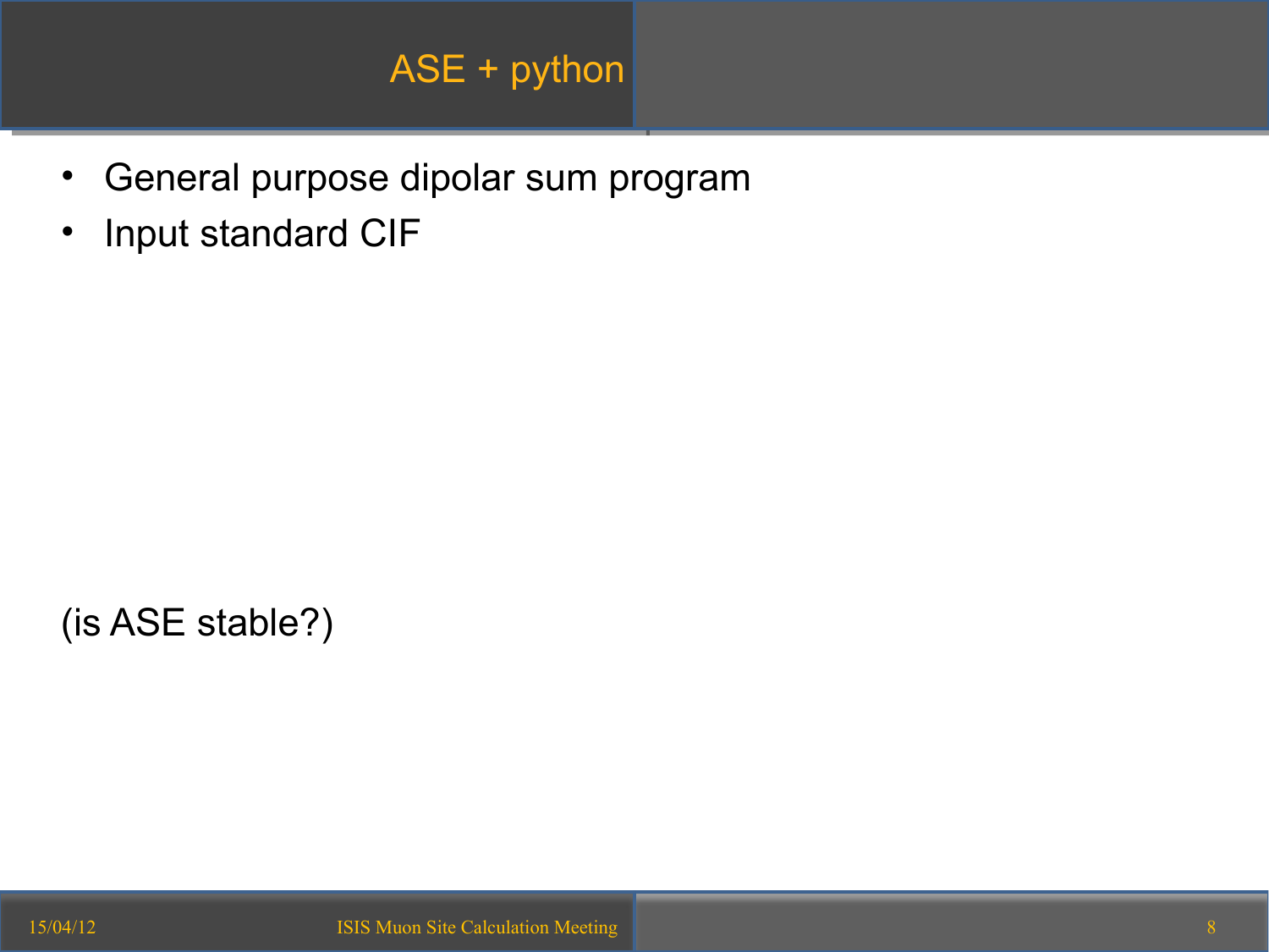# ASE + python

- General purpose dipolar sum program
- Input standard CIF

(is ASE stable?)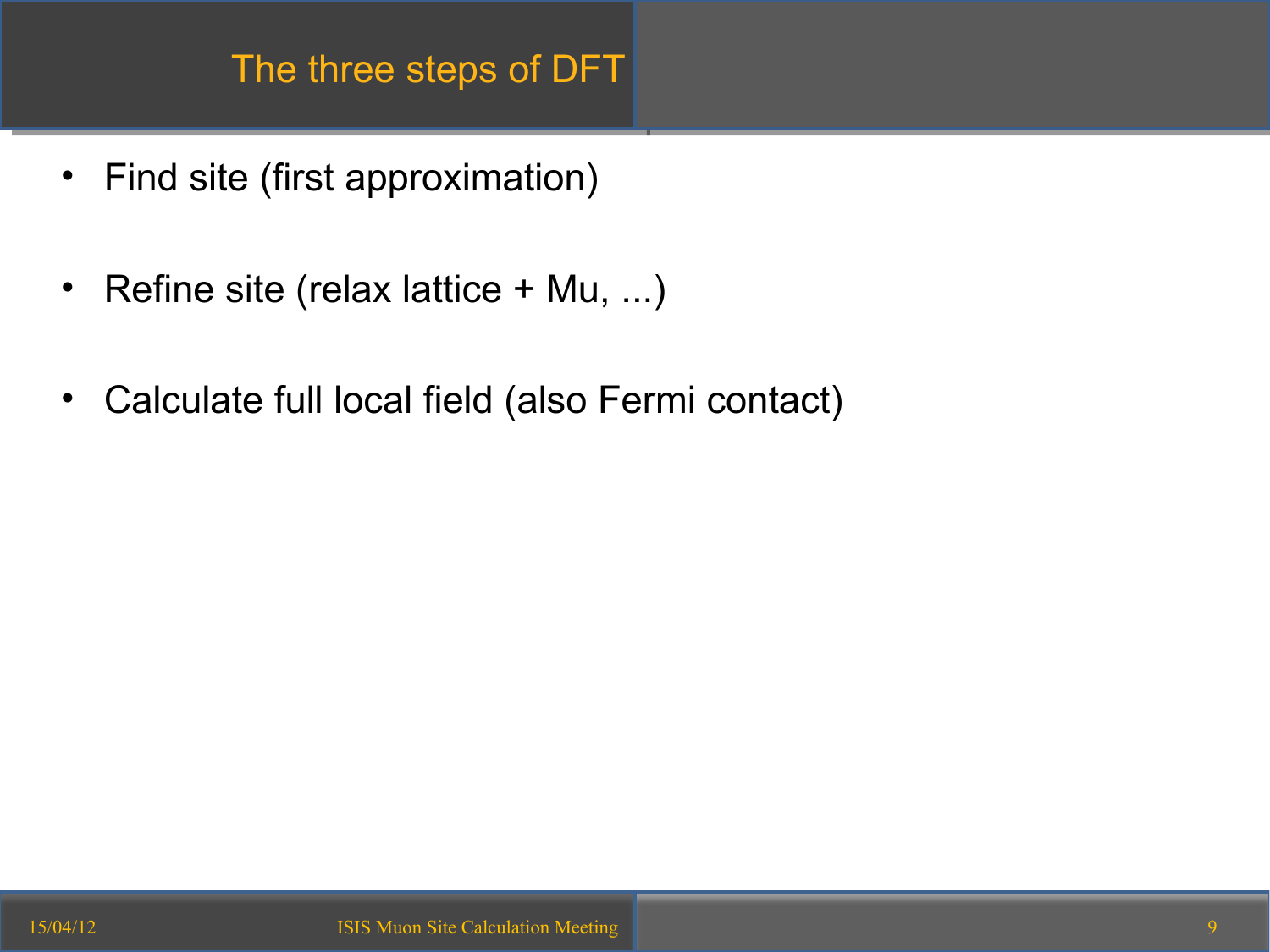# The three steps of DFT

- Find site (first approximation)
- Refine site (relax lattice + Mu, ...)
- Calculate full local field (also Fermi contact)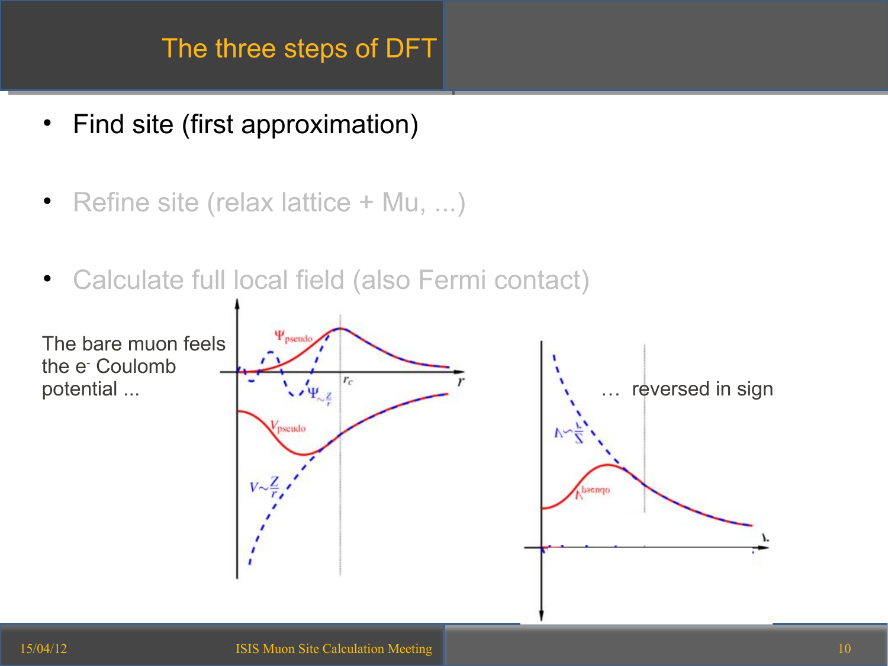# The three steps of DFT

- Find site (first approximation)
- Refine site (relax lattice + Mu, ...)
- Calculate full local field (also Fermi contact)

The bare muon feels the $e^-$ Coulomb potential ...

... reversed in sign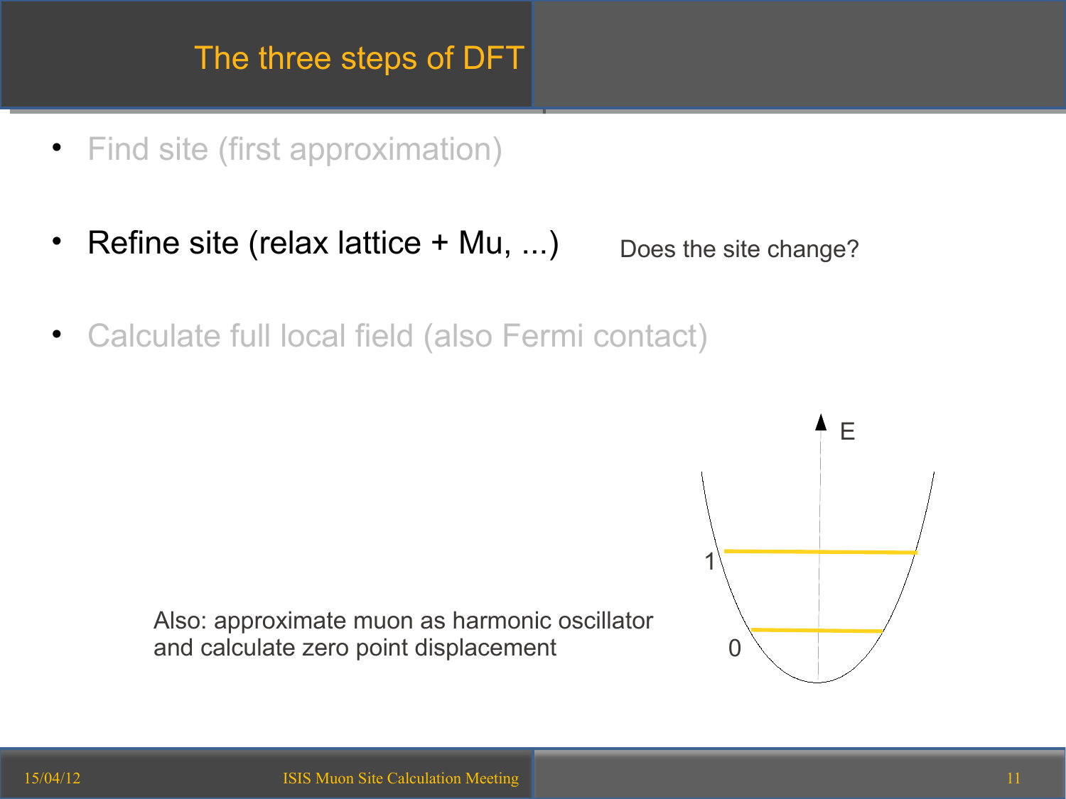# The three steps of DFT

- Find site (first approximation)
- Refine site (relax lattice + Mu, ...) Does the site change?
- Calculate full local field (also Fermi contact)

Also: approximate muon as harmonic oscillator and calculate zero point displacement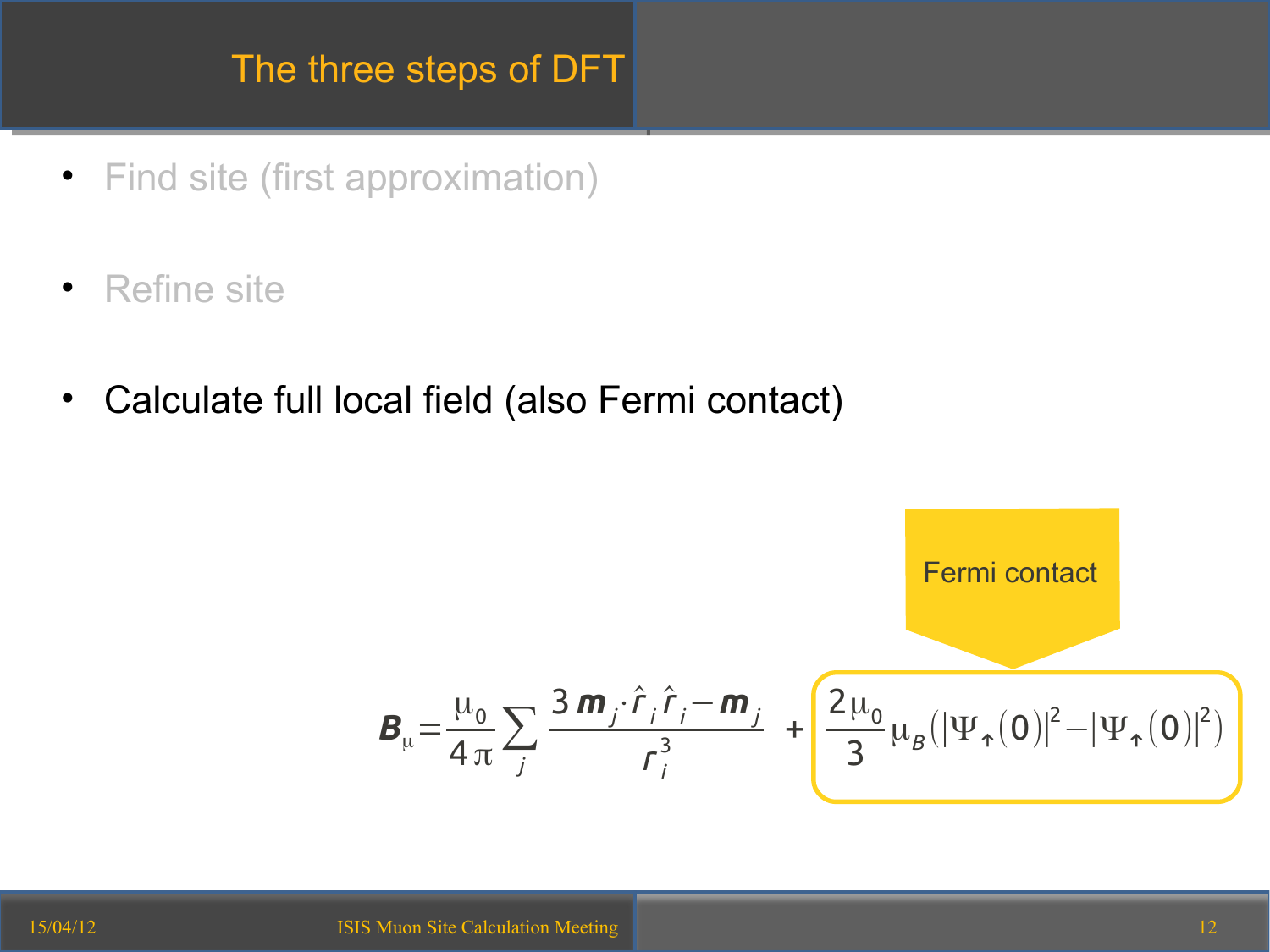# The three steps of DFT

- Find site (first approximation)
- Refine site
- Calculate full local field (also Fermi contact)

Fermi contact

$$\boldsymbol{B}_{\mu} = \frac{\mu_0}{4\pi} \sum_j \frac{3\,\boldsymbol{m}_j \cdot \hat{r}_i \hat{r}_i - \boldsymbol{m}_j}{r_i^3} + \frac{2\mu_0}{3} \mu_B \left( |\Psi_{\uparrow}(0)|^2 - |\Psi_{\uparrow}(0)|^2 \right)$$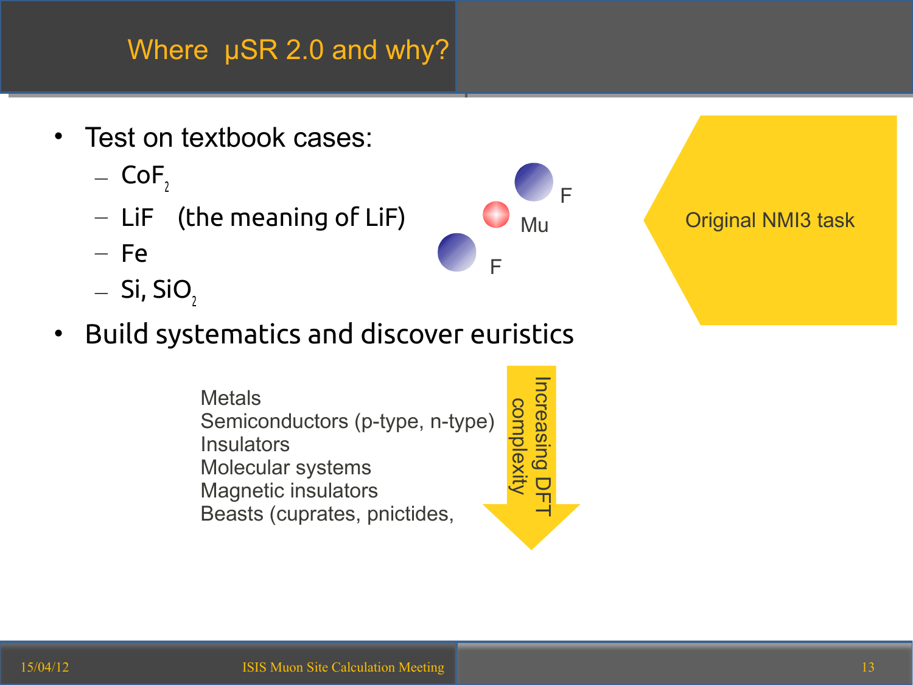# Where µSR 2.0 and why?

- Test on textbook cases:
  - $CoF_2$
  - LiF (the meaning of LiF)
  - Fe
  - Si, $SiO_2$
- Build systematics and discover euristics

F

Mu

F

Original NMI3 task

Metals
Semiconductors (p-type, n-type)
Insulators
Molecular systems
Magnetic insulators
Beasts (cuprates, pnictides,

Increasing DFT complexity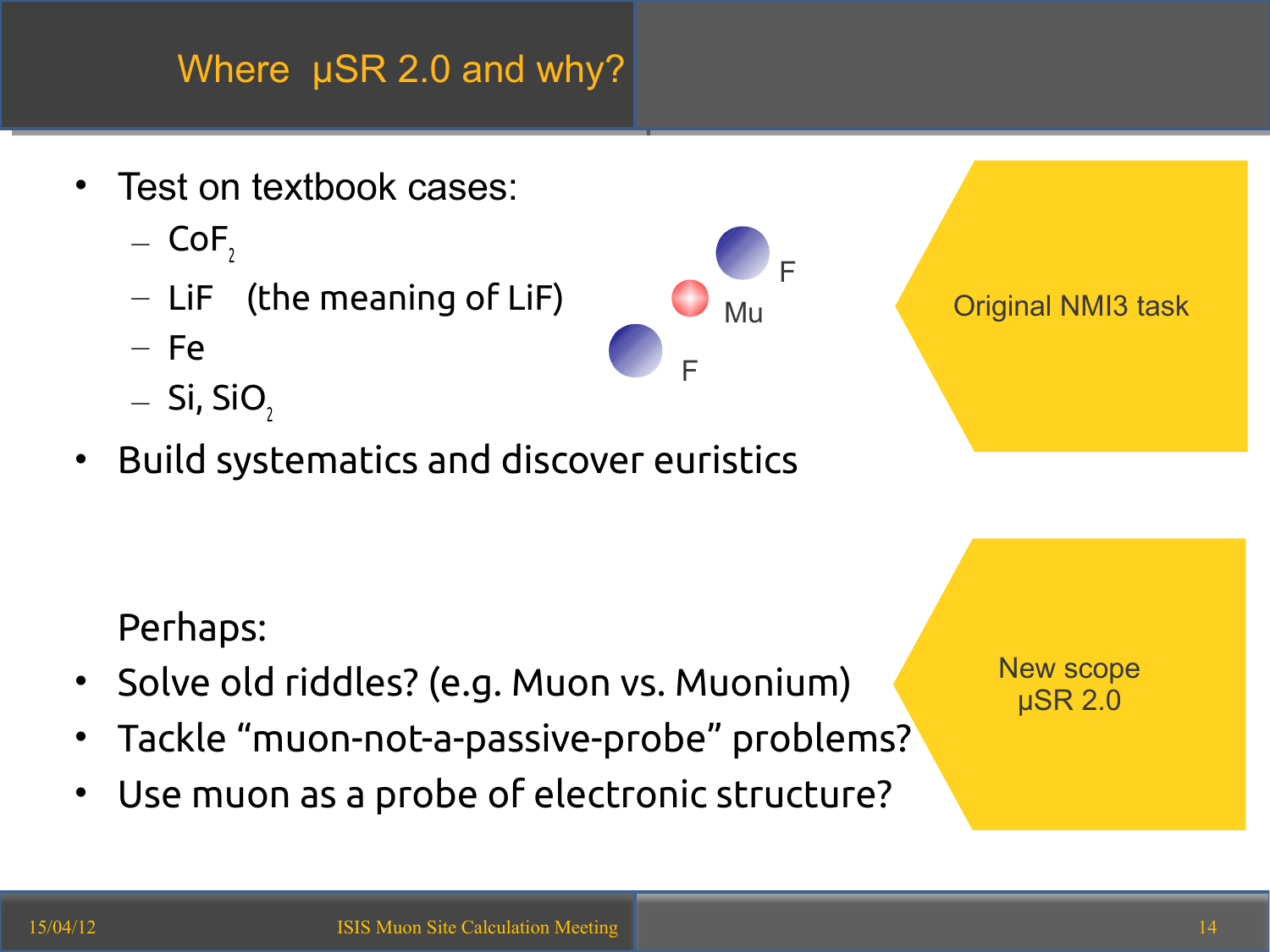# Where µSR 2.0 and why?

- Test on textbook cases:
  - $CoF_2$
  - LiF (the meaning of LiF)
  - Fe
  - Si, $SiO_2$
- Build systematics and discover euristics

F

Mu

F

Original NMI3 task

Perhaps:

- Solve old riddles? (e.g. Muon vs. Muonium)
- Tackle "muon-not-a-passive-probe" problems?
- Use muon as a probe of electronic structure?

New scope µSR 2.0